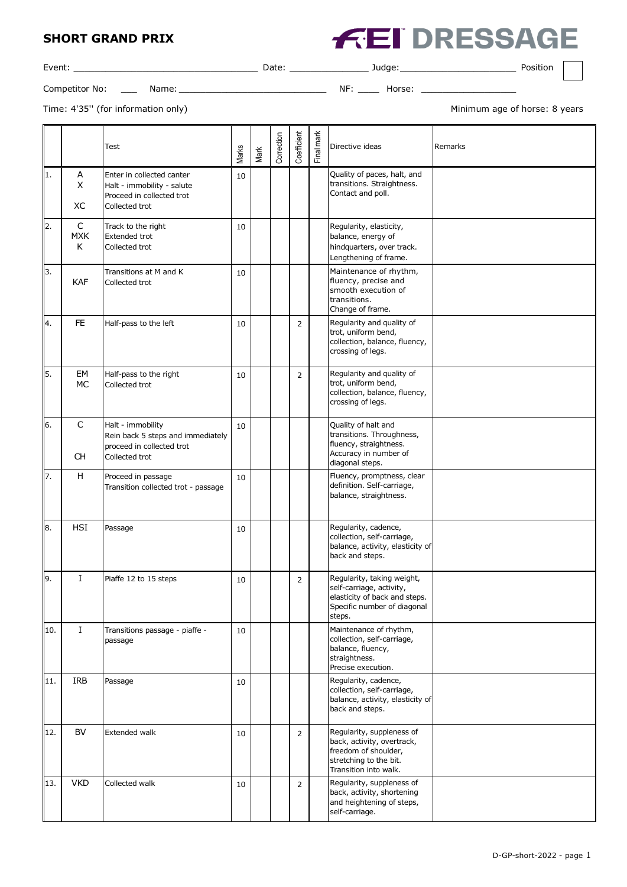# SHORT GRAND PRIX

**FEI DRESSAGE**

Event: ______________________ Date: ____________ Judge: __________________ Position

Competitor No: ___ Name: ______________________ NF: ____ Horse: ______________

Time: 4'35'' (for information only)

Minimum age of horse: 8 years

| | | Test | Marks | Mark | Correction | Coefficient | Final mark | Directive ideas | Remarks |
|---|---|---|---|---|---|---|---|---|---|
| 1. | A<br>X<br><br>XC | Enter in collected canter<br>Halt - immobility - salute<br>Proceed in collected trot<br>Collected trot | 10 | | | | | Quality of paces, halt, and transitions. Straightness. Contact and poll. | |
| 2. | C<br>MXK<br>K | Track to the right<br>Extended trot<br>Collected trot | 10 | | | | | Regularity, elasticity, balance, energy of hindquarters, over track. Lengthening of frame. | |
| 3. | <br>KAF | Transitions at M and K<br>Collected trot | 10 | | | | | Maintenance of rhythm, fluency, precise and smooth execution of transitions. Change of frame. | |
| 4. | FE | Half-pass to the left | 10 | | | 2 | | Regularity and quality of trot, uniform bend, collection, balance, fluency, crossing of legs. | |
| 5. | EM<br>MC | Half-pass to the right<br>Collected trot | 10 | | | 2 | | Regularity and quality of trot, uniform bend, collection, balance, fluency, crossing of legs. | |
| 6. | C<br><br><br>CH | Halt - immobility<br>Rein back 5 steps and immediately proceed in collected trot<br>Collected trot | 10 | | | | | Quality of halt and transitions. Throughness, fluency, straightness. Accuracy in number of diagonal steps. | |
| 7. | H | Proceed in passage<br>Transition collected trot - passage | 10 | | | | | Fluency, promptness, clear definition. Self-carriage, balance, straightness. | |
| 8. | HSI | Passage | 10 | | | | | Regularity, cadence, collection, self-carriage, balance, activity, elasticity of back and steps. | |
| 9. | I | Piaffe 12 to 15 steps | 10 | | | 2 | | Regularity, taking weight, self-carriage, activity, elasticity of back and steps. Specific number of diagonal steps. | |
| 10. | I | Transitions passage - piaffe - passage | 10 | | | | | Maintenance of rhythm, collection, self-carriage, balance, fluency, straightness. Precise execution. | |
| 11. | IRB | Passage | 10 | | | | | Regularity, cadence, collection, self-carriage, balance, activity, elasticity of back and steps. | |
| 12. | BV | Extended walk | 10 | | | 2 | | Regularity, suppleness of back, activity, overtrack, freedom of shoulder, stretching to the bit. Transition into walk. | |
| 13. | VKD | Collected walk | 10 | | | 2 | | Regularity, suppleness of back, activity, shortening and heightening of steps, self-carriage. | |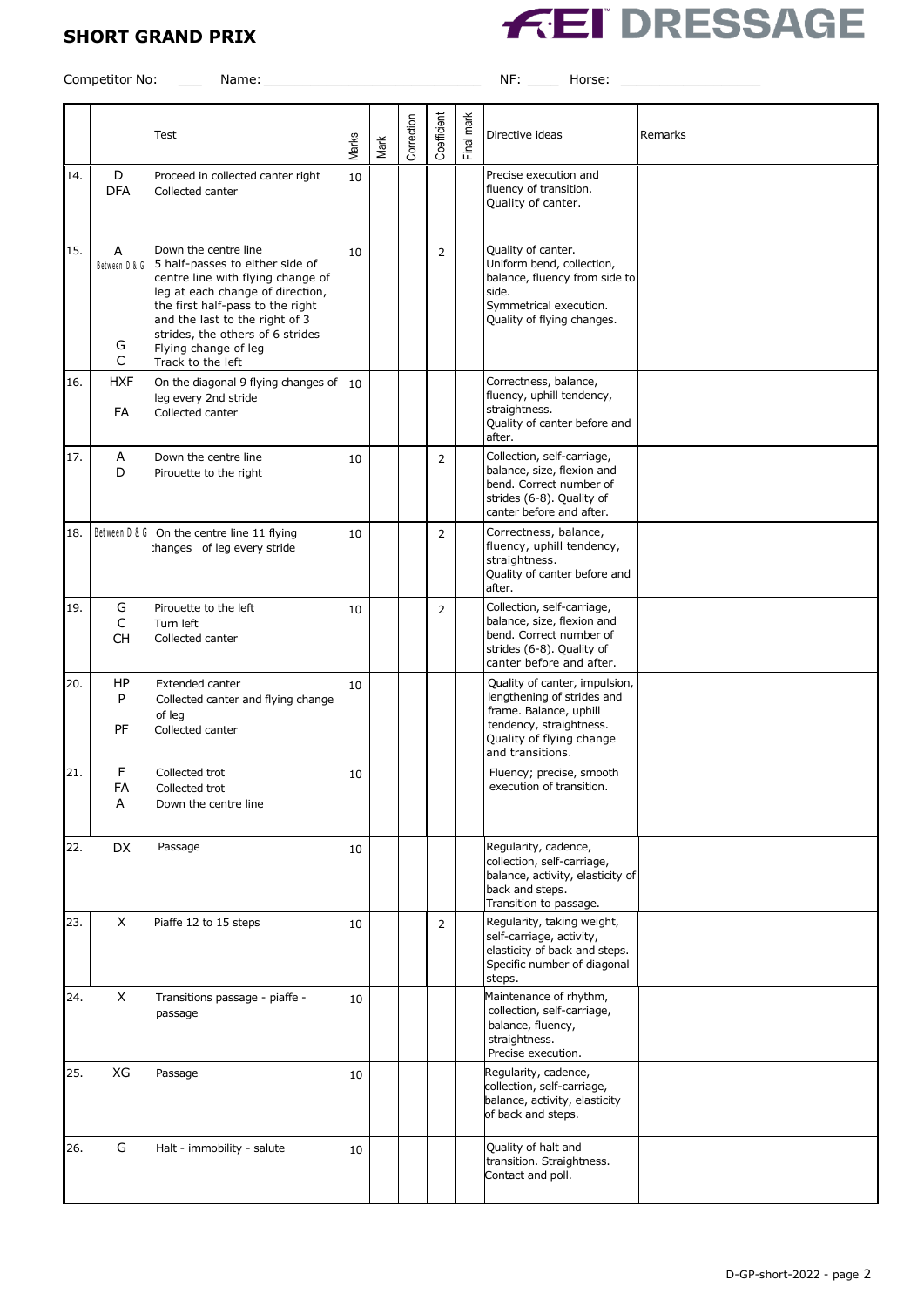**SHORT GRAND PRIX**

**FEI DRESSAGE**

Competitor No: ___ Name: ___________________________ NF: ____ Horse: _________________

| | | Test | Marks | Mark | Correction | Coefficient | Final mark | Directive ideas | Remarks |
|---|---|---|---|---|---|---|---|---|---|
| 14. | D<br>DFA | Proceed in collected canter right<br>Collected canter | 10 | | | | | Precise execution and fluency of transition.<br>Quality of canter. | |
| 15. | A<br>Between D & G<br><br>G<br>C | Down the centre line<br>5 half-passes to either side of centre line with flying change of leg at each change of direction, the first half-pass to the right and the last to the right of 3 strides, the others of 6 strides<br>Flying change of leg<br>Track to the left | 10 | | | 2 | | Quality of canter.<br>Uniform bend, collection, balance, fluency from side to side.<br>Symmetrical execution.<br>Quality of flying changes. | |
| 16. | HXF<br><br>FA | On the diagonal 9 flying changes of leg every 2nd stride<br>Collected canter | 10 | | | | | Correctness, balance, fluency, uphill tendency, straightness.<br>Quality of canter before and after. | |
| 17. | A<br>D | Down the centre line<br>Pirouette to the right | 10 | | | 2 | | Collection, self-carriage, balance, size, flexion and bend. Correct number of strides (6-8). Quality of canter before and after. | |
| 18. | Between D & G | On the centre line 11 flying changes of leg every stride | 10 | | | 2 | | Correctness, balance, fluency, uphill tendency, straightness.<br>Quality of canter before and after. | |
| 19. | G<br>C<br>CH | Pirouette to the left<br>Turn left<br>Collected canter | 10 | | | 2 | | Collection, self-carriage, balance, size, flexion and bend. Correct number of strides (6-8). Quality of canter before and after. | |
| 20. | HP<br>P<br><br>PF | Extended canter<br>Collected canter and flying change of leg<br>Collected canter | 10 | | | | | Quality of canter, impulsion, lengthening of strides and frame. Balance, uphill tendency, straightness.<br>Quality of flying change and transitions. | |
| 21. | F<br>FA<br>A | Collected trot<br>Collected trot<br>Down the centre line | 10 | | | | | Fluency; precise, smooth execution of transition. | |
| 22. | DX | Passage | 10 | | | | | Regularity, cadence, collection, self-carriage, balance, activity, elasticity of back and steps.<br>Transition to passage. | |
| 23. | X | Piaffe 12 to 15 steps | 10 | | | 2 | | Regularity, taking weight, self-carriage, activity, elasticity of back and steps.<br>Specific number of diagonal steps. | |
| 24. | X | Transitions passage - piaffe - passage | 10 | | | | | Maintenance of rhythm, collection, self-carriage, balance, fluency, straightness.<br>Precise execution. | |
| 25. | XG | Passage | 10 | | | | | Regularity, cadence, collection, self-carriage, balance, activity, elasticity of back and steps. | |
| 26. | G | Halt - immobility - salute | 10 | | | | | Quality of halt and transition. Straightness.<br>Contact and poll. | |

D-GP-short-2022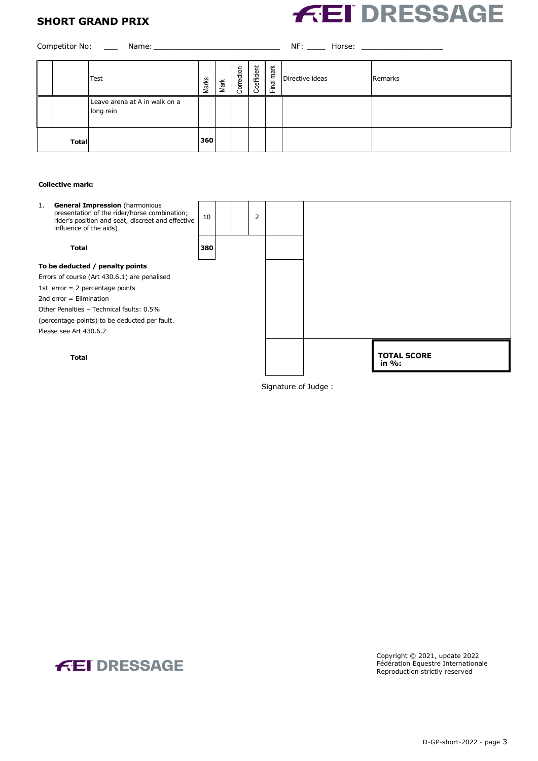## SHORT GRAND PRIX

Competitor No: \_\_\_ Name: \_\_\_\_\_\_\_\_\_\_\_\_\_\_\_\_\_\_\_\_\_\_\_\_\_\_\_\_ NF: \_\_\_\_ Horse: \_\_\_\_\_\_\_\_\_\_\_\_\_\_\_\_\_\_

| | | Test | Marks | Mark | Correction | Coefficient | Final mark | Directive ideas | Remarks |
|---|---|---|---|---|---|---|---|---|---|
| | | Leave arena at A in walk on a long rein | | | | | | | |
| | **Total** | | **360** | | | | | | |

**Collective mark:**

| | Marks | Mark | Correction | Coefficient | Final mark | Remarks |
|---|---|---|---|---|---|---|
| 1. **General Impression** (harmonious presentation of the rider/horse combination; rider's position and seat, discreet and effective influence of the aids) | 10 | | | 2 | | |
| **Total** | **380** | | | | | |

**To be deducted / penalty points**

Errors of course (Art 430.6.1) are penalised

1st error = 2 percentage points

2nd error = Elimination

Other Penalties – Technical faults: 0.5%

(percentage points) to be deducted per fault.

Please see Art 430.6.2

**Total**

**TOTAL SCORE in %:**

Signature of Judge :

Copyright © 2021, update 2022
Fédération Equestre Internationale
Reproduction strictly reserved